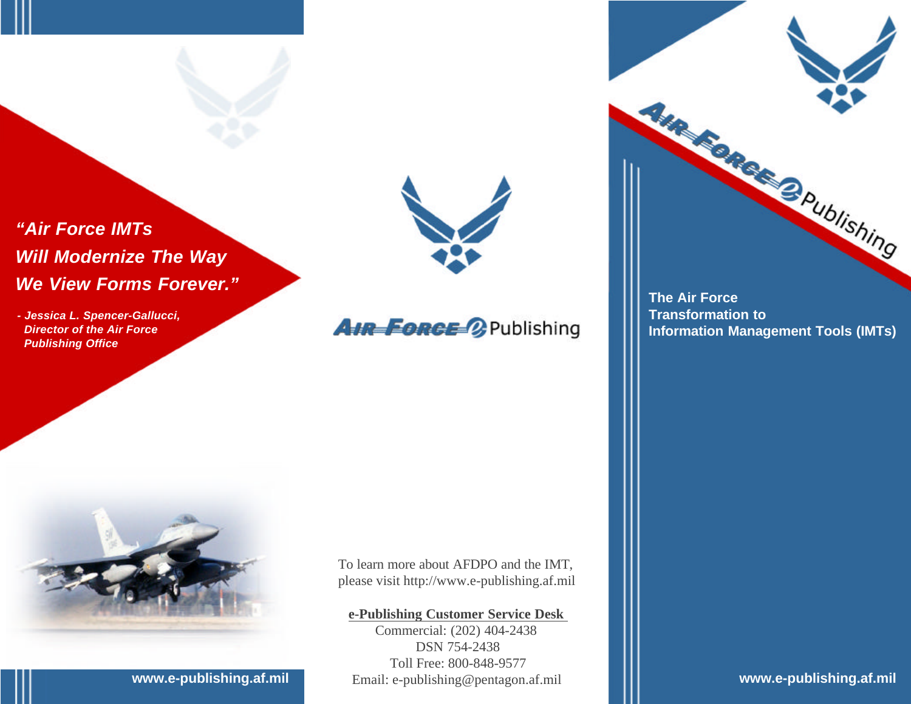*"Air Force IMTs Will Modernize The Way We View Forms Forever."*

*- Jessica L. Spencer-Gallucci, Director of the Air Force Publishing Office*

www.e-publishing.af.mil

Air Force e-Publishing

To learn more about AFDPO and the IMT, please visit http://www.e-publishing.af.mil

**e-Publishing Customer Service Desk**

Commercial: (202) 404-2438
DSN 754-2438
Toll Free: 800-848-9577
Email: e-publishing@pentagon.af.mil

Air Force e-Publishing

# The Air Force Transformation to Information Management Tools (IMTs)

www.e-publishing.af.mil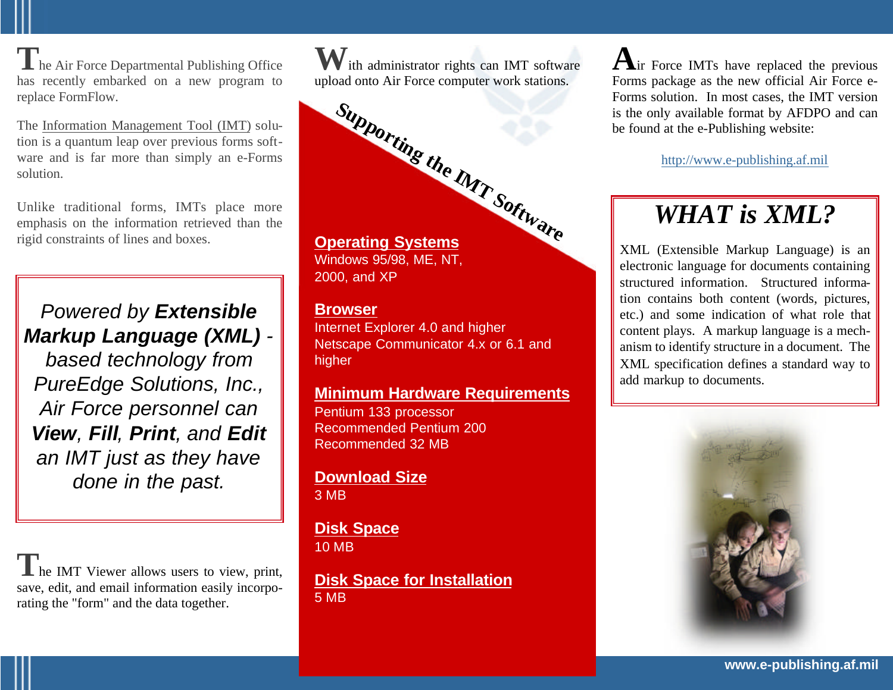The Air Force Departmental Publishing Office has recently embarked on a new program to replace FormFlow.

The Information Management Tool (IMT) solution is a quantum leap over previous forms software and is far more than simply an e-Forms solution.

Unlike traditional forms, IMTs place more emphasis on the information retrieved than the rigid constraints of lines and boxes.

*Powered by **Extensible Markup Language (XML)** - based technology from PureEdge Solutions, Inc., Air Force personnel can **View**, **Fill**, **Print**, and **Edit** an IMT just as they have done in the past.*

The IMT Viewer allows users to view, print, save, edit, and email information easily incorporating the "form" and the data together.

With administrator rights can IMT software upload onto Air Force computer work stations.

## Supporting the IMT Software

**Operating Systems**
Windows 95/98, ME, NT, 2000, and XP

**Browser**
Internet Explorer 4.0 and higher
Netscape Communicator 4.x or 6.1 and higher

**Minimum Hardware Requirements**
Pentium 133 processor
Recommended Pentium 200
Recommended 32 MB

**Download Size**
3 MB

**Disk Space**
10 MB

**Disk Space for Installation**
5 MB

Air Force IMTs have replaced the previous Forms package as the new official Air Force e-Forms solution. In most cases, the IMT version is the only available format by AFDPO and can be found at the e-Publishing website:

http://www.e-publishing.af.mil

## *WHAT is XML?*

XML (Extensible Markup Language) is an electronic language for documents containing structured information. Structured information contains both content (words, pictures, etc.) and some indication of what role that content plays. A markup language is a mechanism to identify structure in a document. The XML specification defines a standard way to add markup to documents.

www.e-publishing.af.mil